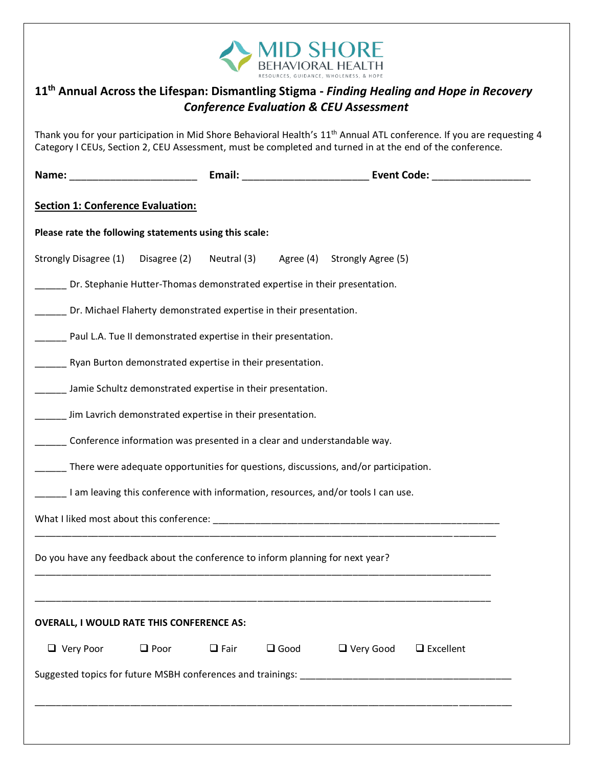MID SHORE BEHAVIORAL HEALTH
RESOURCES, GUIDANCE, WHOLENESS, & HOPE

## 11th Annual Across the Lifespan: Dismantling Stigma - *Finding Healing and Hope in Recovery Conference Evaluation & CEU Assessment*

Thank you for your participation in Mid Shore Behavioral Health's 11th Annual ATL conference. If you are requesting 4 Category I CEUs, Section 2, CEU Assessment, must be completed and turned in at the end of the conference.

**Name:** ______________________ **Email:** ______________________ **Event Code:** _________________

### Section 1: Conference Evaluation:

**Please rate the following statements using this scale:**

Strongly Disagree (1) Disagree (2) Neutral (3) Agree (4) Strongly Agree (5)

______ Dr. Stephanie Hutter-Thomas demonstrated expertise in their presentation.

______ Dr. Michael Flaherty demonstrated expertise in their presentation.

______ Paul L.A. Tue II demonstrated expertise in their presentation.

______ Ryan Burton demonstrated expertise in their presentation.

______ Jamie Schultz demonstrated expertise in their presentation.

______ Jim Lavrich demonstrated expertise in their presentation.

______ Conference information was presented in a clear and understandable way.

______ There were adequate opportunities for questions, discussions, and/or participation.

______ I am leaving this conference with information, resources, and/or tools I can use.

What I liked most about this conference: ________________________________________________
__________________________________________________________________________________

Do you have any feedback about the conference to inform planning for next year?
__________________________________________________________________________________

__________________________________________________________________________________

**OVERALL, I WOULD RATE THIS CONFERENCE AS:**

- [ ] Very Poor
- [ ] Poor
- [ ] Fair
- [ ] Good
- [ ] Very Good
- [ ] Excellent

Suggested topics for future MSBH conferences and trainings: _____________________________________

__________________________________________________________________________________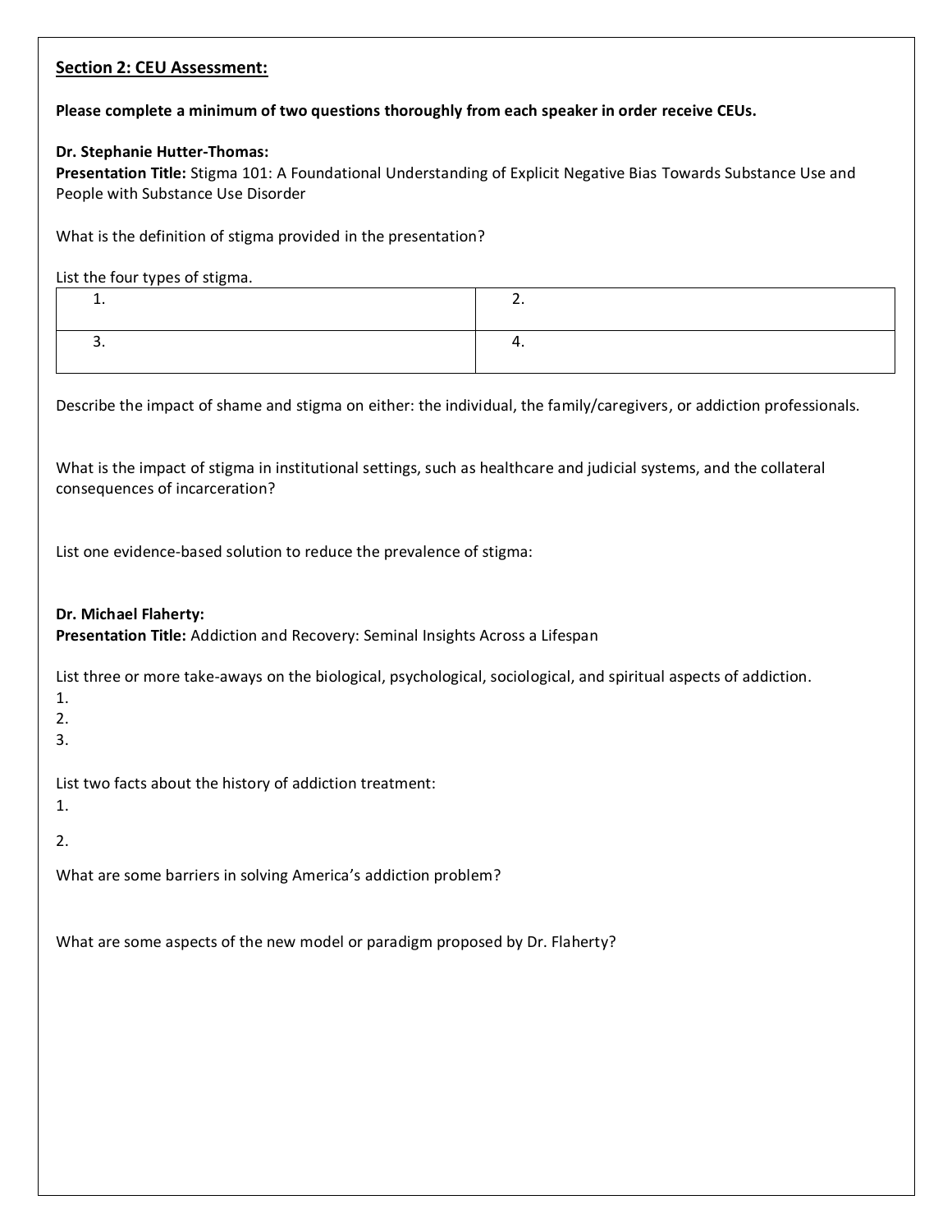## Section 2: CEU Assessment:

**Please complete a minimum of two questions thoroughly from each speaker in order receive CEUs.**

**Dr. Stephanie Hutter-Thomas:**
**Presentation Title:** Stigma 101: A Foundational Understanding of Explicit Negative Bias Towards Substance Use and People with Substance Use Disorder

What is the definition of stigma provided in the presentation?

List the four types of stigma.

| 1. | 2. |
| --- | --- |
| 3. | 4. |

Describe the impact of shame and stigma on either: the individual, the family/caregivers, or addiction professionals.

What is the impact of stigma in institutional settings, such as healthcare and judicial systems, and the collateral consequences of incarceration?

List one evidence-based solution to reduce the prevalence of stigma:

**Dr. Michael Flaherty:**
**Presentation Title:** Addiction and Recovery: Seminal Insights Across a Lifespan

List three or more take-aways on the biological, psychological, sociological, and spiritual aspects of addiction.
1.
2.
3.

List two facts about the history of addiction treatment:
1.

2.

What are some barriers in solving America's addiction problem?

What are some aspects of the new model or paradigm proposed by Dr. Flaherty?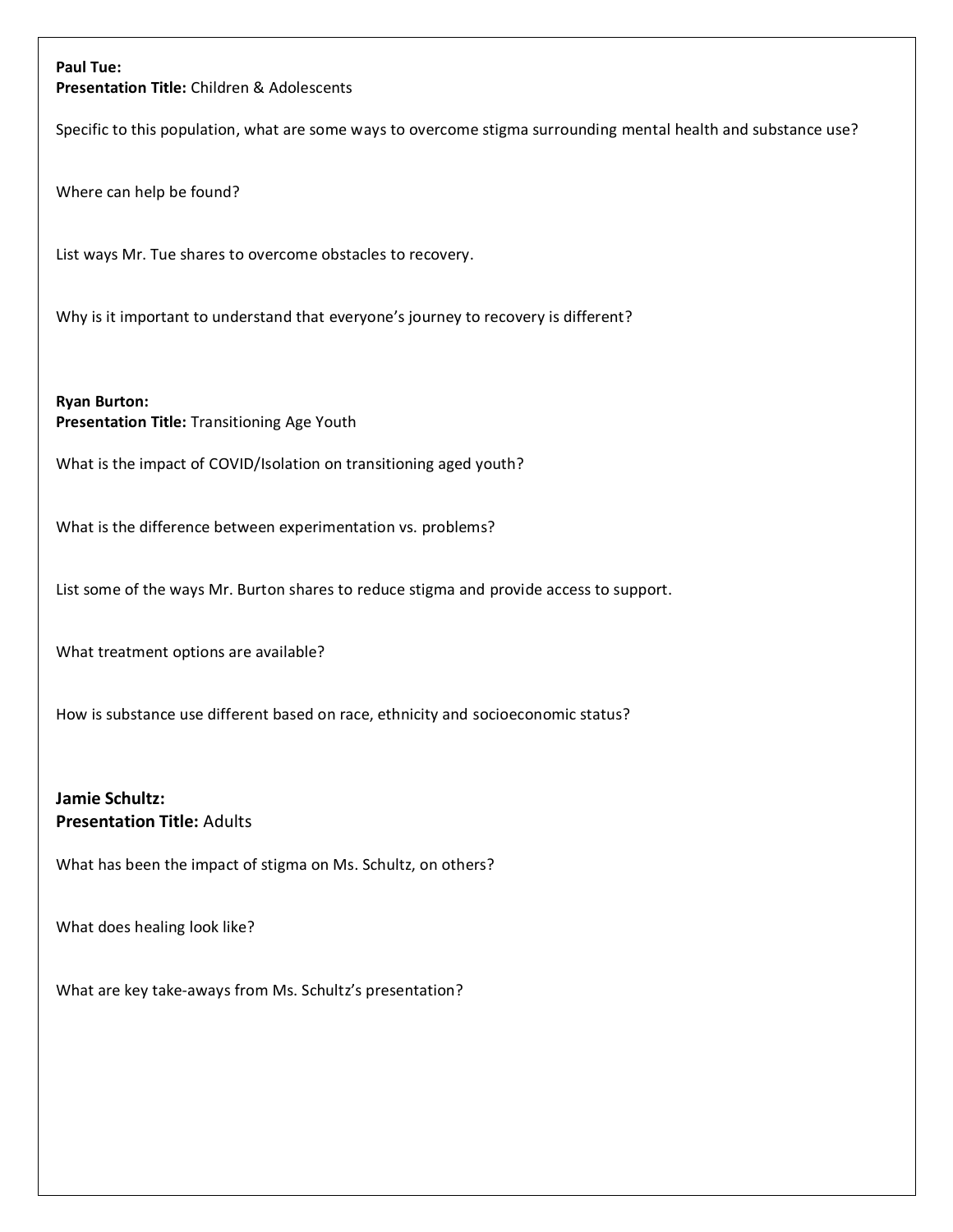**Paul Tue:**
**Presentation Title:** Children & Adolescents

Specific to this population, what are some ways to overcome stigma surrounding mental health and substance use?

Where can help be found?

List ways Mr. Tue shares to overcome obstacles to recovery.

Why is it important to understand that everyone's journey to recovery is different?

**Ryan Burton:**
**Presentation Title:** Transitioning Age Youth

What is the impact of COVID/Isolation on transitioning aged youth?

What is the difference between experimentation vs. problems?

List some of the ways Mr. Burton shares to reduce stigma and provide access to support.

What treatment options are available?

How is substance use different based on race, ethnicity and socioeconomic status?

**Jamie Schultz:**
**Presentation Title:** Adults

What has been the impact of stigma on Ms. Schultz, on others?

What does healing look like?

What are key take-aways from Ms. Schultz's presentation?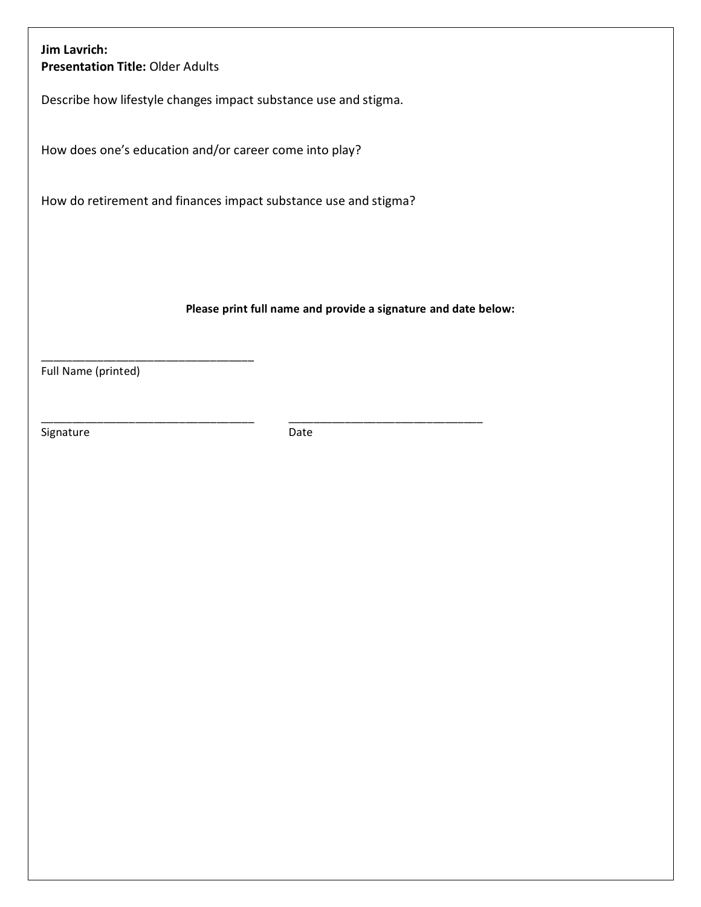**Jim Lavrich:**
**Presentation Title:** Older Adults

Describe how lifestyle changes impact substance use and stigma.

How does one's education and/or career come into play?

How do retirement and finances impact substance use and stigma?

**Please print full name and provide a signature and date below:**

\_\_\_\_\_\_\_\_\_\_\_\_\_\_\_\_\_\_\_\_\_\_\_\_\_\_\_\_\_\_\_\_\_\_
Full Name (printed)

\_\_\_\_\_\_\_\_\_\_\_\_\_\_\_\_\_\_\_\_\_\_\_\_\_\_\_\_\_\_\_\_\_\_ \_\_\_\_\_\_\_\_\_\_\_\_\_\_\_\_\_\_\_\_\_\_\_\_\_\_\_\_\_\_\_
Signature Date